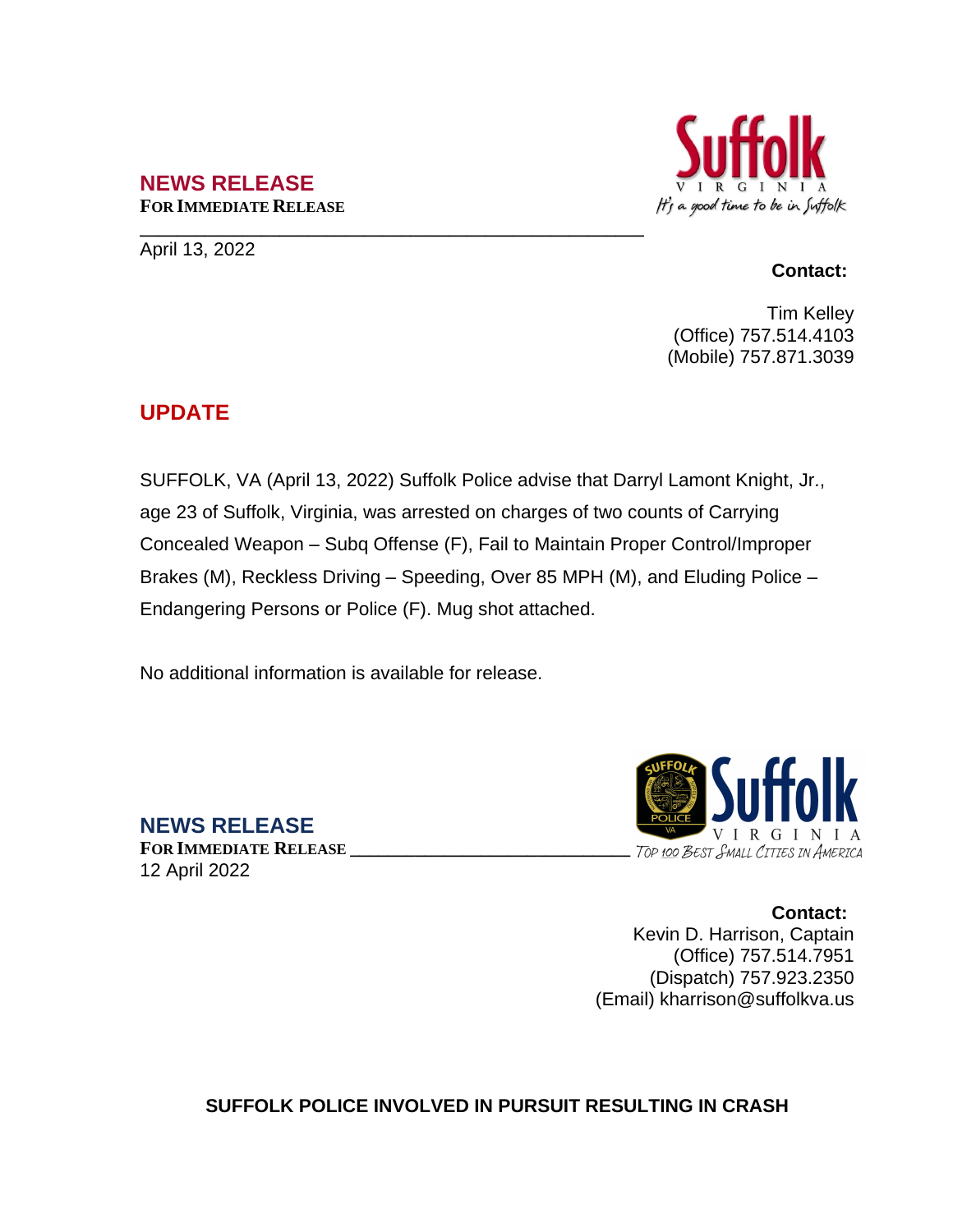## NEWS RELEASE

**FOR IMMEDIATE RELEASE**

April 13, 2022

Suffolk VIRGINIA
*It's a good time to be in Suffolk*

**Contact:**

Tim Kelley
(Office) 757.514.4103
(Mobile) 757.871.3039

## UPDATE

SUFFOLK, VA (April 13, 2022) Suffolk Police advise that Darryl Lamont Knight, Jr., age 23 of Suffolk, Virginia, was arrested on charges of two counts of Carrying Concealed Weapon – Subq Offense (F), Fail to Maintain Proper Control/Improper Brakes (M), Reckless Driving – Speeding, Over 85 MPH (M), and Eluding Police – Endangering Persons or Police (F). Mug shot attached.

No additional information is available for release.

## NEWS RELEASE

**FOR IMMEDIATE RELEASE**

12 April 2022

Suffolk VIRGINIA
*TOP 100 BEST SMALL CITIES IN AMERICA*

**Contact:**

Kevin D. Harrison, Captain
(Office) 757.514.7951
(Dispatch) 757.923.2350
(Email) kharrison@suffolkva.us

### SUFFOLK POLICE INVOLVED IN PURSUIT RESULTING IN CRASH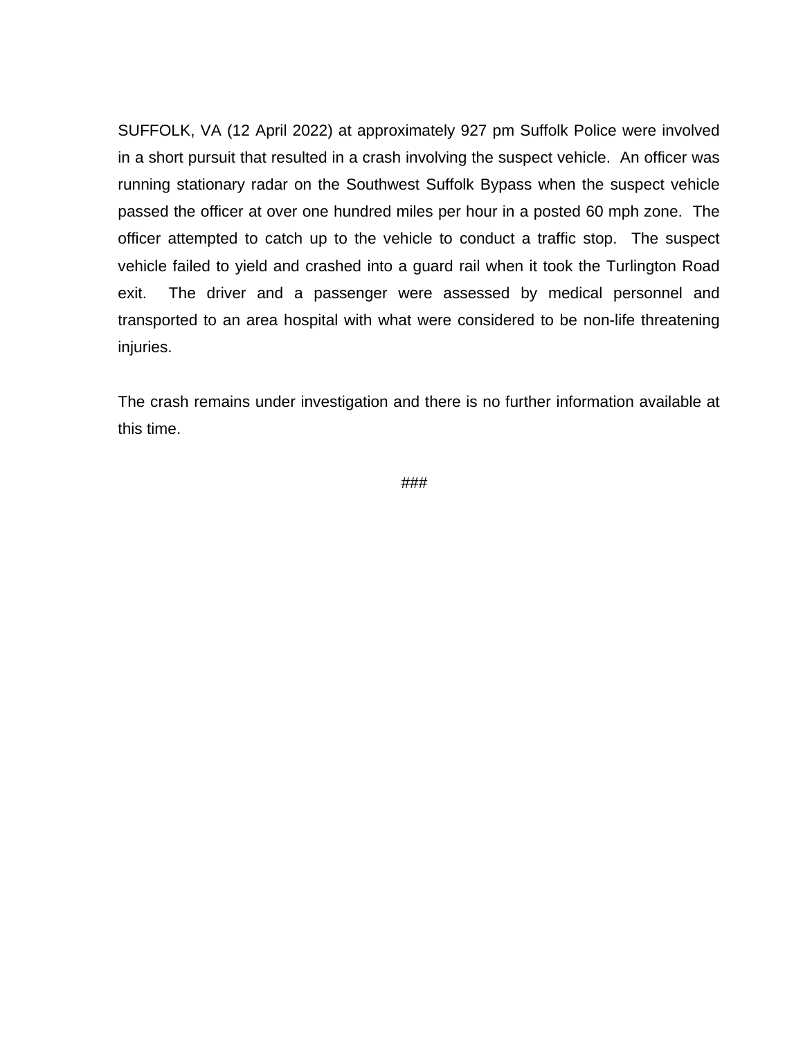SUFFOLK, VA (12 April 2022) at approximately 927 pm Suffolk Police were involved in a short pursuit that resulted in a crash involving the suspect vehicle. An officer was running stationary radar on the Southwest Suffolk Bypass when the suspect vehicle passed the officer at over one hundred miles per hour in a posted 60 mph zone. The officer attempted to catch up to the vehicle to conduct a traffic stop. The suspect vehicle failed to yield and crashed into a guard rail when it took the Turlington Road exit. The driver and a passenger were assessed by medical personnel and transported to an area hospital with what were considered to be non-life threatening injuries.

The crash remains under investigation and there is no further information available at this time.

###